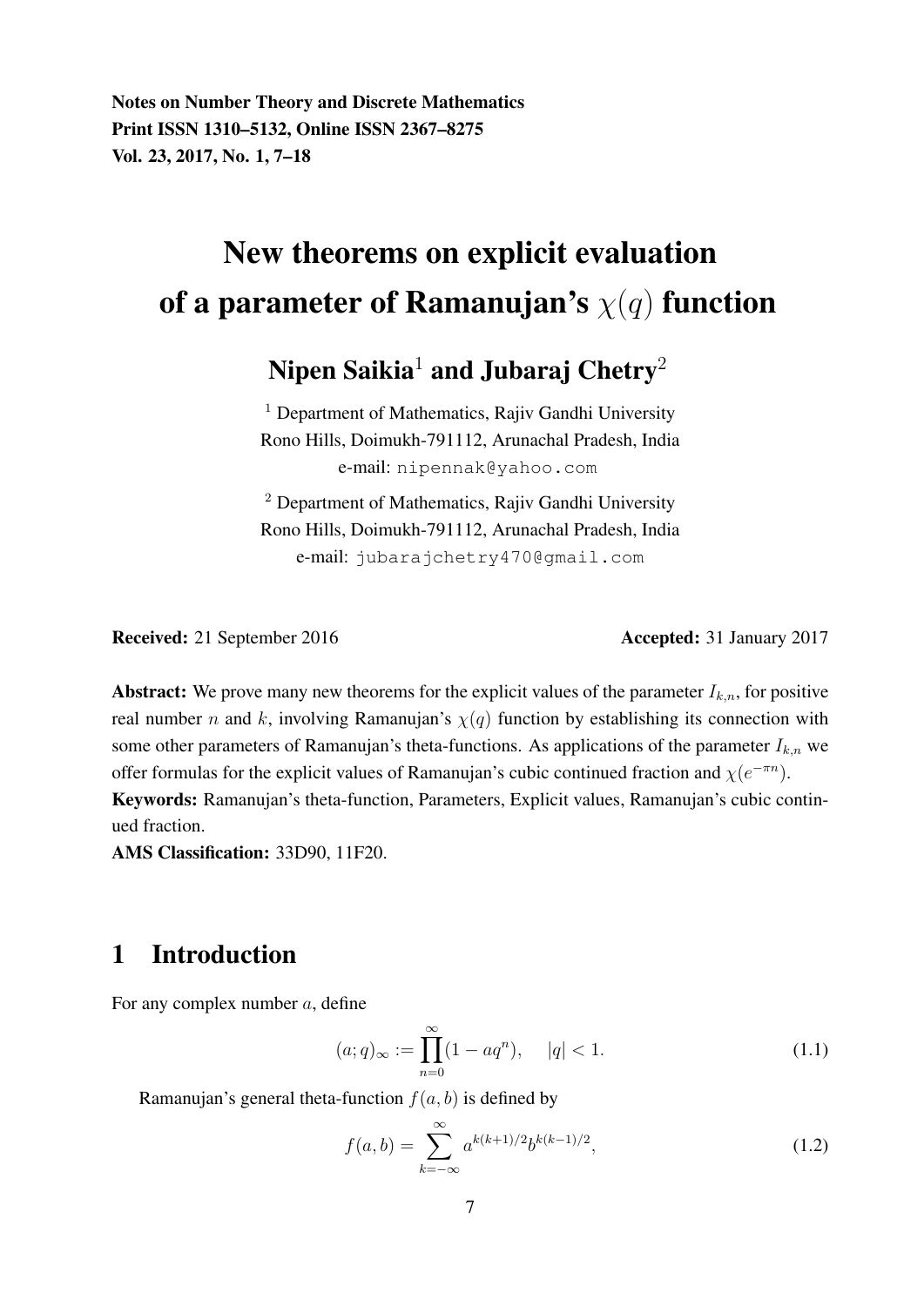**Notes on Number Theory and Discrete Mathematics**
**Print ISSN 1310–5132, Online ISSN 2367–8275**
**Vol. 23, 2017, No. 1, 7–18**

# New theorems on explicit evaluation of a parameter of Ramanujan's $\chi(q)$ function

## Nipen Saikia[1] and Jubaraj Chetry[2]

[1] Department of Mathematics, Rajiv Gandhi University
Rono Hills, Doimukh-791112, Arunachal Pradesh, India
e-mail: nipennak@yahoo.com

[2] Department of Mathematics, Rajiv Gandhi University
Rono Hills, Doimukh-791112, Arunachal Pradesh, India
e-mail: jubarajchetry470@gmail.com

**Received:** 21 September 2016 **Accepted:** 31 January 2017

**Abstract:** We prove many new theorems for the explicit values of the parameter $I_{k,n}$, for positive real number $n$ and $k$, involving Ramanujan's $\chi(q)$ function by establishing its connection with some other parameters of Ramanujan's theta-functions. As applications of the parameter $I_{k,n}$ we offer formulas for the explicit values of Ramanujan's cubic continued fraction and $\chi(e^{-\pi n})$.

**Keywords:** Ramanujan's theta-function, Parameters, Explicit values, Ramanujan's cubic continued fraction.

**AMS Classification:** 33D90, 11F20.

## 1 Introduction

For any complex number $a$, define

$$(a;q)_\infty := \prod_{n=0}^{\infty}(1-aq^n), \quad |q|<1. \tag{1.1}$$

Ramanujan's general theta-function $f(a,b)$ is defined by

$$f(a,b) = \sum_{k=-\infty}^{\infty} a^{k(k+1)/2} b^{k(k-1)/2}, \tag{1.2}$$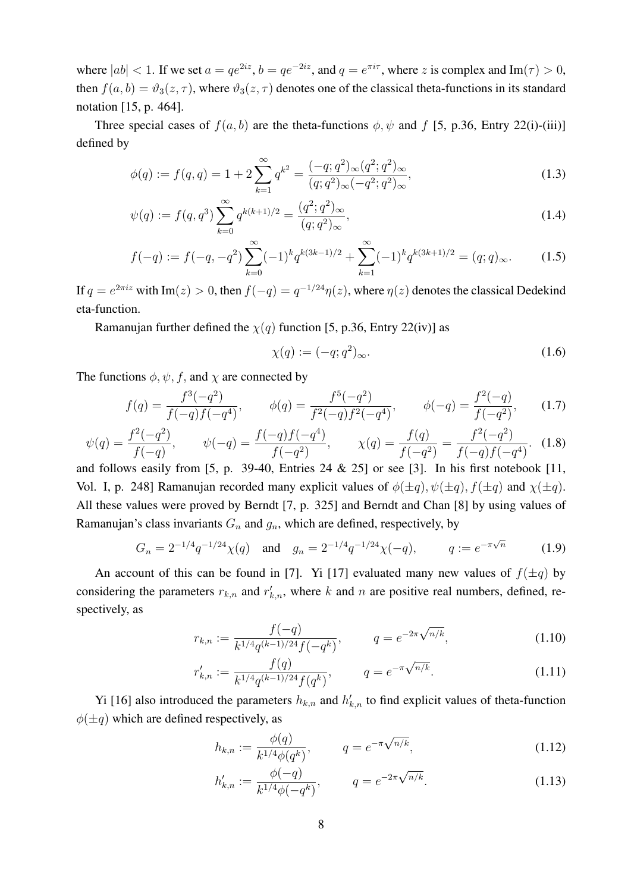where $|ab| < 1$. If we set $a = qe^{2iz}$, $b = qe^{-2iz}$, and $q = e^{\pi i\tau}$, where $z$ is complex and $\text{Im}(\tau) > 0$, then $f(a, b) = \vartheta_3(z, \tau)$, where $\vartheta_3(z, \tau)$ denotes one of the classical theta-functions in its standard notation [15, p. 464].

Three special cases of $f(a, b)$ are the theta-functions $\phi, \psi$ and $f$ [5, p.36, Entry 22(i)-(iii)] defined by

$$\phi(q) := f(q, q) = 1 + 2\sum_{k=1}^{\infty} q^{k^2} = \frac{(-q; q^2)_\infty (q^2; q^2)_\infty}{(q; q^2)_\infty (-q^2; q^2)_\infty}, \tag{1.3}$$

$$\psi(q) := f(q, q^3) \sum_{k=0}^{\infty} q^{k(k+1)/2} = \frac{(q^2; q^2)_\infty}{(q; q^2)_\infty}, \tag{1.4}$$

$$f(-q) := f(-q, -q^2) \sum_{k=0}^{\infty} (-1)^k q^{k(3k-1)/2} + \sum_{k=1}^{\infty} (-1)^k q^{k(3k+1)/2} = (q; q)_\infty. \tag{1.5}$$

If $q = e^{2\pi iz}$ with $\text{Im}(z) > 0$, then $f(-q) = q^{-1/24}\eta(z)$, where $\eta(z)$ denotes the classical Dedekind eta-function.

Ramanujan further defined the $\chi(q)$ function [5, p.36, Entry 22(iv)] as

$$\chi(q) := (-q; q^2)_\infty. \tag{1.6}$$

The functions $\phi, \psi, f$, and $\chi$ are connected by

$$f(q) = \frac{f^3(-q^2)}{f(-q)f(-q^4)}, \qquad \phi(q) = \frac{f^5(-q^2)}{f^2(-q)f^2(-q^4)}, \qquad \phi(-q) = \frac{f^2(-q)}{f(-q^2)}, \tag{1.7}$$

$$\psi(q) = \frac{f^2(-q^2)}{f(-q)}, \qquad \psi(-q) = \frac{f(-q)f(-q^4)}{f(-q^2)}, \qquad \chi(q) = \frac{f(q)}{f(-q^2)} = \frac{f^2(-q^2)}{f(-q)f(-q^4)}. \tag{1.8}$$

and follows easily from [5, p. 39-40, Entries 24 & 25] or see [3]. In his first notebook [11, Vol. I, p. 248] Ramanujan recorded many explicit values of $\phi(\pm q), \psi(\pm q), f(\pm q)$ and $\chi(\pm q)$. All these values were proved by Berndt [7, p. 325] and Berndt and Chan [8] by using values of Ramanujan's class invariants $G_n$ and $g_n$, which are defined, respectively, by

$$G_n = 2^{-1/4} q^{-1/24} \chi(q) \quad \text{and} \quad g_n = 2^{-1/4} q^{-1/24} \chi(-q), \qquad q := e^{-\pi\sqrt{n}} \tag{1.9}$$

An account of this can be found in [7]. Yi [17] evaluated many new values of $f(\pm q)$ by considering the parameters $r_{k,n}$ and $r'_{k,n}$, where $k$ and $n$ are positive real numbers, defined, respectively, as

$$r_{k,n} := \frac{f(-q)}{k^{1/4} q^{(k-1)/24} f(-q^k)}, \qquad q = e^{-2\pi\sqrt{n/k}}, \tag{1.10}$$

$$r'_{k,n} := \frac{f(q)}{k^{1/4} q^{(k-1)/24} f(q^k)}, \qquad q = e^{-\pi\sqrt{n/k}}. \tag{1.11}$$

Yi [16] also introduced the parameters $h_{k,n}$ and $h'_{k,n}$ to find explicit values of theta-function $\phi(\pm q)$ which are defined respectively, as

$$h_{k,n} := \frac{\phi(q)}{k^{1/4}\phi(q^k)}, \qquad q = e^{-\pi\sqrt{n/k}}, \tag{1.12}$$

$$h'_{k,n} := \frac{\phi(-q)}{k^{1/4}\phi(-q^k)}, \qquad q = e^{-2\pi\sqrt{n/k}}. \tag{1.13}$$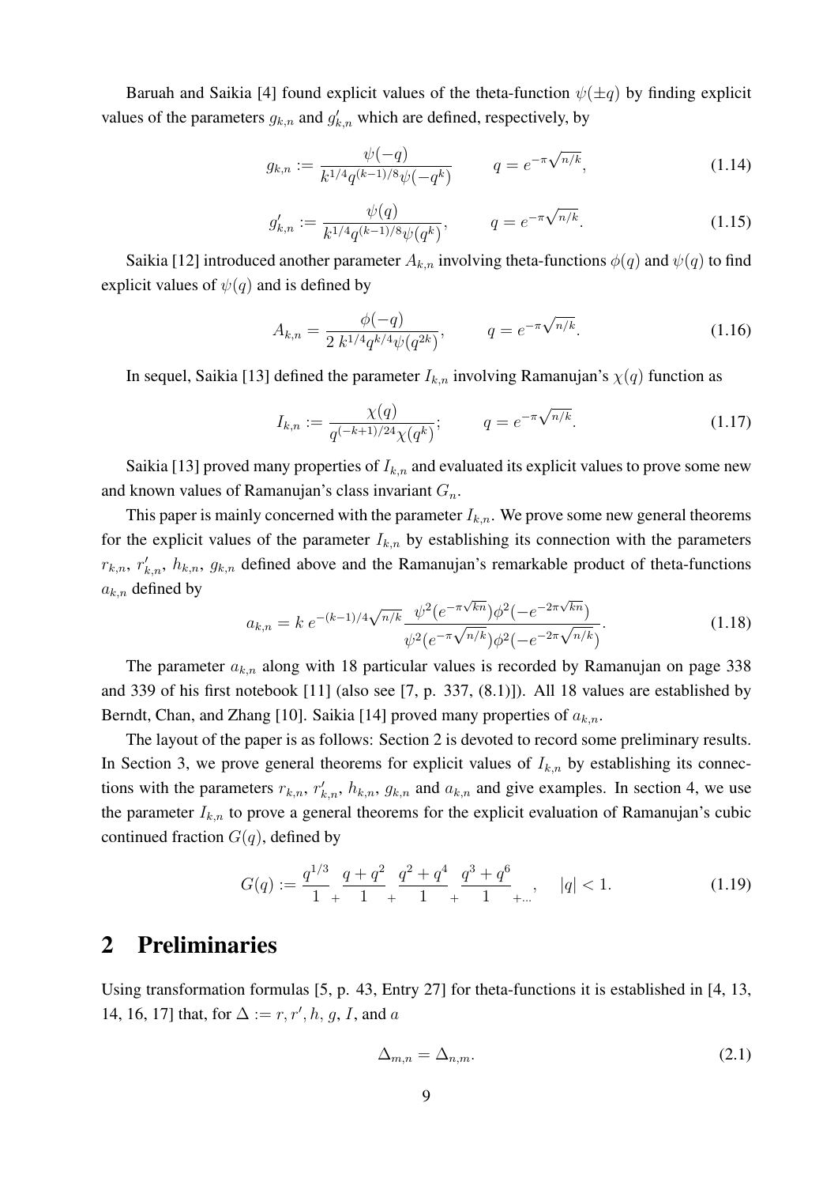Baruah and Saikia [4] found explicit values of the theta-function $\psi(\pm q)$ by finding explicit values of the parameters $g_{k,n}$ and $g'_{k,n}$ which are defined, respectively, by

$$g_{k,n} := \frac{\psi(-q)}{k^{1/4}q^{(k-1)/8}\psi(-q^k)} \qquad q = e^{-\pi\sqrt{n/k}}, \tag{1.14}$$

$$g'_{k,n} := \frac{\psi(q)}{k^{1/4}q^{(k-1)/8}\psi(q^k)}, \qquad q = e^{-\pi\sqrt{n/k}}. \tag{1.15}$$

Saikia [12] introduced another parameter $A_{k,n}$ involving theta-functions $\phi(q)$ and $\psi(q)$ to find explicit values of $\psi(q)$ and is defined by

$$A_{k,n} = \frac{\phi(-q)}{2\, k^{1/4}q^{k/4}\psi(q^{2k})}, \qquad q = e^{-\pi\sqrt{n/k}}. \tag{1.16}$$

In sequel, Saikia [13] defined the parameter $I_{k,n}$ involving Ramanujan's $\chi(q)$ function as

$$I_{k,n} := \frac{\chi(q)}{q^{(-k+1)/24}\chi(q^k)}; \qquad q = e^{-\pi\sqrt{n/k}}. \tag{1.17}$$

Saikia [13] proved many properties of $I_{k,n}$ and evaluated its explicit values to prove some new and known values of Ramanujan's class invariant $G_n$.

This paper is mainly concerned with the parameter $I_{k,n}$. We prove some new general theorems for the explicit values of the parameter $I_{k,n}$ by establishing its connection with the parameters $r_{k,n}$, $r'_{k,n}$, $h_{k,n}$, $g_{k,n}$ defined above and the Ramanujan's remarkable product of theta-functions $a_{k,n}$ defined by

$$a_{k,n} = k\, e^{-(k-1)/4\sqrt{n/k}}\,\frac{\psi^2(e^{-\pi\sqrt{kn}})\phi^2(-e^{-2\pi\sqrt{kn}})}{\psi^2(e^{-\pi\sqrt{n/k}})\phi^2(-e^{-2\pi\sqrt{n/k}})}. \tag{1.18}$$

The parameter $a_{k,n}$ along with 18 particular values is recorded by Ramanujan on page 338 and 339 of his first notebook [11] (also see [7, p. 337, (8.1)]). All 18 values are established by Berndt, Chan, and Zhang [10]. Saikia [14] proved many properties of $a_{k,n}$.

The layout of the paper is as follows: Section 2 is devoted to record some preliminary results. In Section 3, we prove general theorems for explicit values of $I_{k,n}$ by establishing its connections with the parameters $r_{k,n}$, $r'_{k,n}$, $h_{k,n}$, $g_{k,n}$ and $a_{k,n}$ and give examples. In section 4, we use the parameter $I_{k,n}$ to prove a general theorems for the explicit evaluation of Ramanujan's cubic continued fraction $G(q)$, defined by

$$G(q) := \frac{q^{1/3}}{1}\,_{+}\,\frac{q+q^2}{1}\,_{+}\,\frac{q^2+q^4}{1}\,_{+}\,\frac{q^3+q^6}{1}\,_{+\ldots}, \quad |q| < 1. \tag{1.19}$$

## 2 Preliminaries

Using transformation formulas [5, p. 43, Entry 27] for theta-functions it is established in [4, 13, 14, 16, 17] that, for $\Delta := r, r', h, g, I$, and $a$

$$\Delta_{m,n} = \Delta_{n,m}. \tag{2.1}$$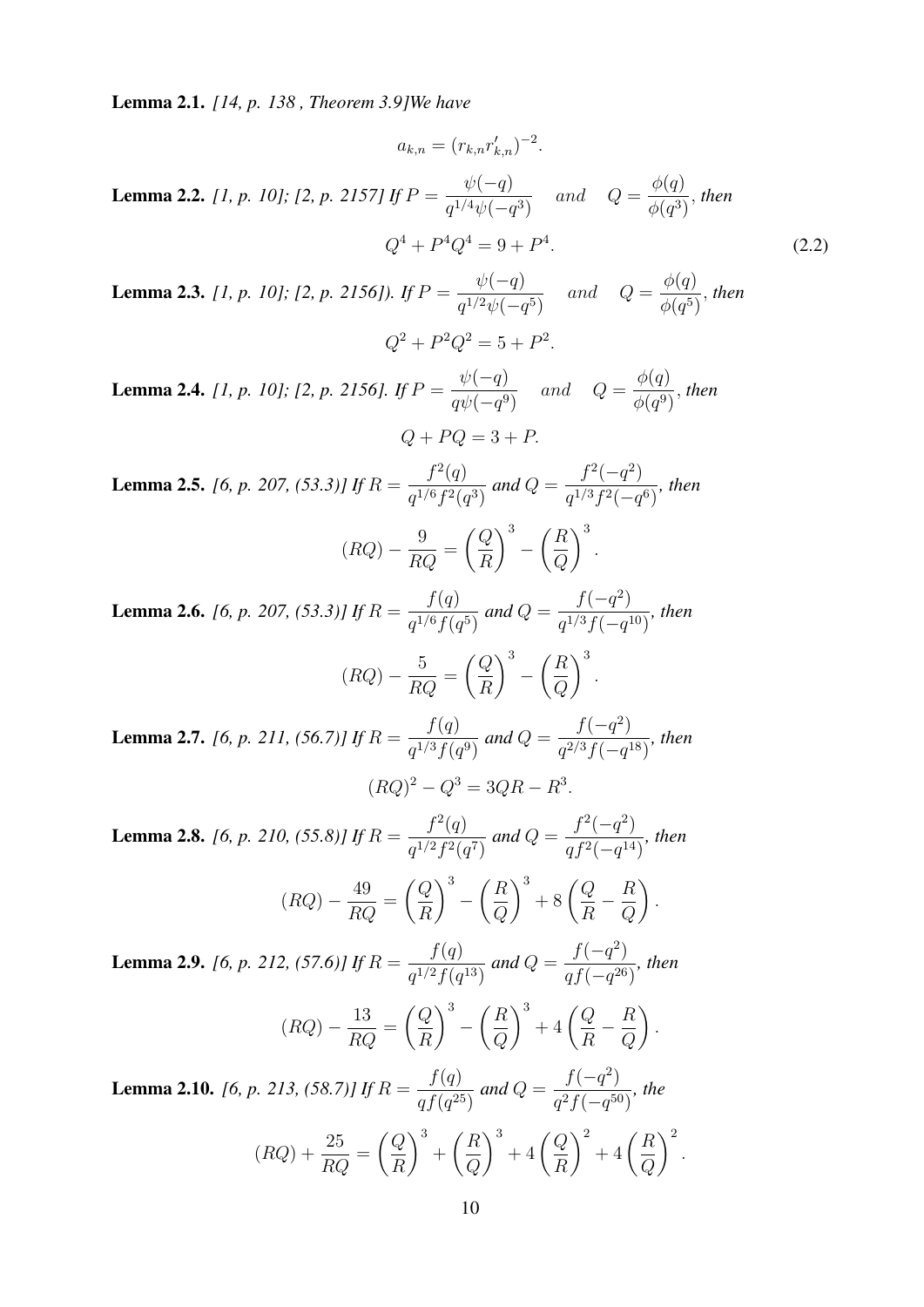**Lemma 2.1.** *[14, p. 138 , Theorem 3.9]We have*

$$a_{k,n} = (r_{k,n} r'_{k,n})^{-2}.$$

**Lemma 2.2.** *[1, p. 10]; [2, p. 2157] If* $P = \dfrac{\psi(-q)}{q^{1/4}\psi(-q^3)}$ *and* $Q = \dfrac{\phi(q)}{\phi(q^3)}$*, then*

$$Q^4 + P^4 Q^4 = 9 + P^4. \tag{2.2}$$

**Lemma 2.3.** *[1, p. 10]; [2, p. 2156]). If* $P = \dfrac{\psi(-q)}{q^{1/2}\psi(-q^5)}$ *and* $Q = \dfrac{\phi(q)}{\phi(q^5)}$*, then*

$$Q^2 + P^2 Q^2 = 5 + P^2.$$

**Lemma 2.4.** *[1, p. 10]; [2, p. 2156]. If* $P = \dfrac{\psi(-q)}{q\psi(-q^9)}$ *and* $Q = \dfrac{\phi(q)}{\phi(q^9)}$*, then*

$$Q + PQ = 3 + P.$$

**Lemma 2.5.** *[6, p. 207, (53.3)] If* $R = \dfrac{f^2(q)}{q^{1/6} f^2(q^3)}$ *and* $Q = \dfrac{f^2(-q^2)}{q^{1/3} f^2(-q^6)}$*, then*

$$(RQ) - \frac{9}{RQ} = \left(\frac{Q}{R}\right)^3 - \left(\frac{R}{Q}\right)^3.$$

**Lemma 2.6.** *[6, p. 207, (53.3)] If* $R = \dfrac{f(q)}{q^{1/6} f(q^5)}$ *and* $Q = \dfrac{f(-q^2)}{q^{1/3} f(-q^{10})}$*, then*

$$(RQ) - \frac{5}{RQ} = \left(\frac{Q}{R}\right)^3 - \left(\frac{R}{Q}\right)^3.$$

**Lemma 2.7.** *[6, p. 211, (56.7)] If* $R = \dfrac{f(q)}{q^{1/3} f(q^9)}$ *and* $Q = \dfrac{f(-q^2)}{q^{2/3} f(-q^{18})}$*, then*

$$(RQ)^2 - Q^3 = 3QR - R^3.$$

**Lemma 2.8.** *[6, p. 210, (55.8)] If* $R = \dfrac{f^2(q)}{q^{1/2} f^2(q^7)}$ *and* $Q = \dfrac{f^2(-q^2)}{q f^2(-q^{14})}$*, then*

$$(RQ) - \frac{49}{RQ} = \left(\frac{Q}{R}\right)^3 - \left(\frac{R}{Q}\right)^3 + 8\left(\frac{Q}{R} - \frac{R}{Q}\right).$$

**Lemma 2.9.** *[6, p. 212, (57.6)] If* $R = \dfrac{f(q)}{q^{1/2} f(q^{13})}$ *and* $Q = \dfrac{f(-q^2)}{q f(-q^{26})}$*, then*

$$(RQ) - \frac{13}{RQ} = \left(\frac{Q}{R}\right)^3 - \left(\frac{R}{Q}\right)^3 + 4\left(\frac{Q}{R} - \frac{R}{Q}\right).$$

**Lemma 2.10.** *[6, p. 213, (58.7)] If* $R = \dfrac{f(q)}{q f(q^{25})}$ *and* $Q = \dfrac{f(-q^2)}{q^2 f(-q^{50})}$*, the*

$$(RQ) + \frac{25}{RQ} = \left(\frac{Q}{R}\right)^3 + \left(\frac{R}{Q}\right)^3 + 4\left(\frac{Q}{R}\right)^2 + 4\left(\frac{R}{Q}\right)^2.$$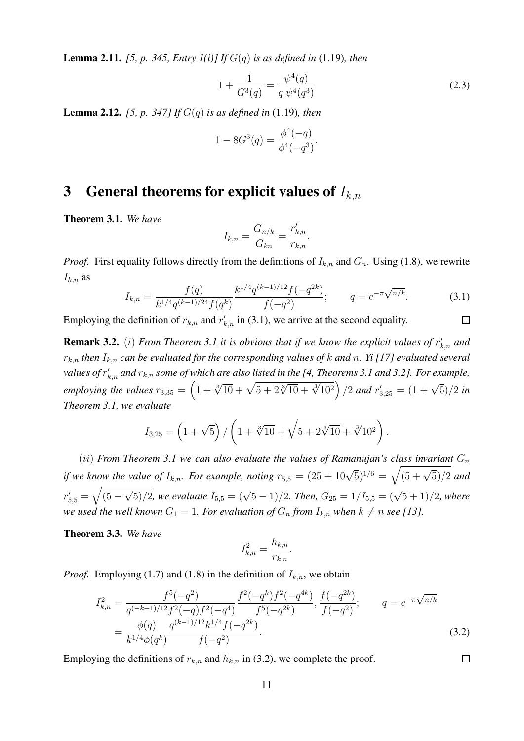**Lemma 2.11.** *[5, p. 345, Entry 1(i)] If $G(q)$ is as defined in* (1.19)*, then*

$$1+\frac{1}{G^3(q)}=\frac{\psi^4(q)}{q\,\psi^4(q^3)} \tag{2.3}$$

**Lemma 2.12.** *[5, p. 347] If $G(q)$ is as defined in* (1.19)*, then*

$$1-8G^3(q)=\frac{\phi^4(-q)}{\phi^4(-q^3)}.$$

# 3 General theorems for explicit values of $I_{k,n}$

**Theorem 3.1.** *We have*

$$I_{k,n}=\frac{G_{n/k}}{G_{kn}}=\frac{r'_{k,n}}{r_{k,n}}.$$

*Proof.* First equality follows directly from the definitions of $I_{k,n}$ and $G_n$. Using (1.8), we rewrite $I_{k,n}$ as

$$I_{k,n}=\frac{f(q)}{k^{1/4}q^{(k-1)/24}f(q^k)}\frac{k^{1/4}q^{(k-1)/12}f(-q^{2k})}{f(-q^2)};\qquad q=e^{-\pi\sqrt{n/k}}. \tag{3.1}$$

Employing the definition of $r_{k,n}$ and $r'_{k,n}$ in (3.1), we arrive at the second equality. □

**Remark 3.2.** $(i)$ *From Theorem 3.1 it is obvious that if we know the explicit values of $r'_{k,n}$ and $r_{k,n}$ then $I_{k,n}$ can be evaluated for the corresponding values of $k$ and $n$. Yi [17] evaluated several values of $r'_{k,n}$ and $r_{k,n}$ some of which are also listed in the [4, Theorems 3.1 and 3.2]. For example, employing the values $r_{3,35}=\left(1+\sqrt[3]{10}+\sqrt{5+2\sqrt[3]{10}+\sqrt[3]{10^2}}\right)/2$ and $r'_{3,25}=(1+\sqrt{5})/2$ in Theorem 3.1, we evaluate*

$$I_{3,25}=\left(1+\sqrt{5}\right)/\left(1+\sqrt[3]{10}+\sqrt{5+2\sqrt[3]{10}+\sqrt[3]{10^2}}\right).$$

$(ii)$ *From Theorem 3.1 we can also evaluate the values of Ramanujan's class invariant $G_n$ if we know the value of $I_{k,n}$. For example, noting $r_{5,5}=(25+10\sqrt{5})^{1/6}=\sqrt{(5+\sqrt{5})/2}$ and $r'_{5,5}=\sqrt{(5-\sqrt{5})/2}$, we evaluate $I_{5,5}=(\sqrt{5}-1)/2$. Then, $G_{25}=1/I_{5,5}=(\sqrt{5}+1)/2$, where we used the well known $G_1=1$. For evaluation of $G_n$ from $I_{k,n}$ when $k\neq n$ see [13].*

**Theorem 3.3.** *We have*

$$I^2_{k,n}=\frac{h_{k,n}}{r_{k,n}}.$$

*Proof.* Employing (1.7) and (1.8) in the definition of $I_{k,n}$, we obtain

$$\begin{aligned} I^2_{k,n}&=\frac{f^5(-q^2)}{q^{(-k+1)/12}f^2(-q)f^2(-q^4)}\frac{f^2(-q^k)f^2(-q^{4k})}{f^5(-q^{2k})},\frac{f(-q^{2k})}{f(-q^2)};\qquad q=e^{-\pi\sqrt{n/k}}\\ &=\frac{\phi(q)}{k^{1/4}\phi(q^k)}\frac{q^{(k-1)/12}k^{1/4}f(-q^{2k})}{f(-q^2)}. \end{aligned} \tag{3.2}$$

Employing the definitions of $r_{k,n}$ and $h_{k,n}$ in (3.2), we complete the proof. □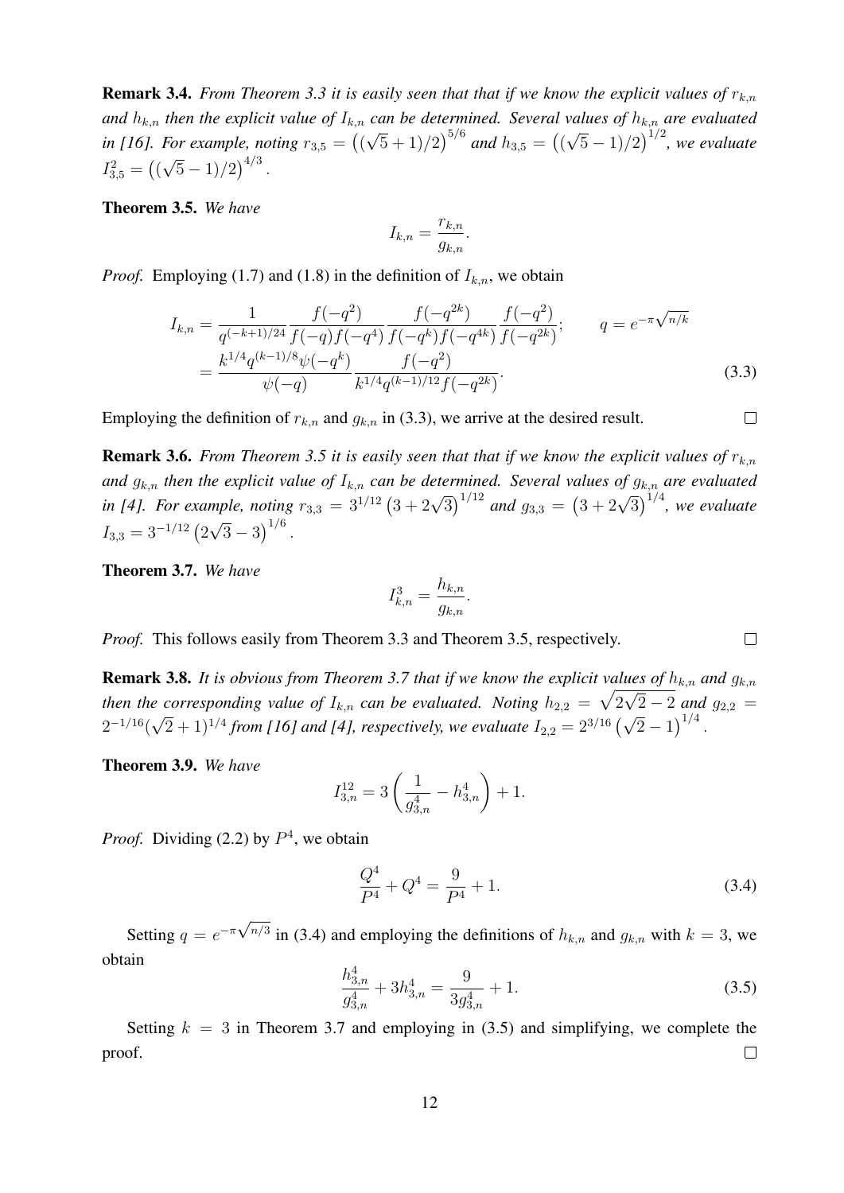**Remark 3.4.** *From Theorem 3.3 it is easily seen that that if we know the explicit values of $r_{k,n}$ and $h_{k,n}$ then the explicit value of $I_{k,n}$ can be determined. Several values of $h_{k,n}$ are evaluated in [16]. For example, noting $r_{3,5} = \left((\sqrt{5}+1)/2\right)^{5/6}$ and $h_{3,5} = \left((\sqrt{5}-1)/2\right)^{1/2}$, we evaluate $I_{3,5}^2 = \left((\sqrt{5}-1)/2\right)^{4/3}$.*

**Theorem 3.5.** *We have*

$$I_{k,n} = \frac{r_{k,n}}{g_{k,n}}.$$

*Proof.* Employing (1.7) and (1.8) in the definition of $I_{k,n}$, we obtain

$$\begin{aligned} I_{k,n} &= \frac{1}{q^{(-k+1)/24}} \frac{f(-q^2)}{f(-q)f(-q^4)} \frac{f(-q^{2k})}{f(-q^k)f(-q^{4k})} \frac{f(-q^2)}{f(-q^{2k})}; \qquad q = e^{-\pi\sqrt{n/k}} \\ &= \frac{k^{1/4}q^{(k-1)/8}\psi(-q^k)}{\psi(-q)} \frac{f(-q^2)}{k^{1/4}q^{(k-1)/12}f(-q^{2k})}. \end{aligned} \tag{3.3}$$

Employing the definition of $r_{k,n}$ and $g_{k,n}$ in (3.3), we arrive at the desired result. $\square$

**Remark 3.6.** *From Theorem 3.5 it is easily seen that that if we know the explicit values of $r_{k,n}$ and $g_{k,n}$ then the explicit value of $I_{k,n}$ can be determined. Several values of $g_{k,n}$ are evaluated in [4]. For example, noting $r_{3,3} = 3^{1/12}\left(3+2\sqrt{3}\right)^{1/12}$ and $g_{3,3} = \left(3+2\sqrt{3}\right)^{1/4}$, we evaluate $I_{3,3} = 3^{-1/12}\left(2\sqrt{3}-3\right)^{1/6}$.*

**Theorem 3.7.** *We have*

$$I_{k,n}^3 = \frac{h_{k,n}}{g_{k,n}}.$$

*Proof.* This follows easily from Theorem 3.3 and Theorem 3.5, respectively. $\square$

**Remark 3.8.** *It is obvious from Theorem 3.7 that if we know the explicit values of $h_{k,n}$ and $g_{k,n}$ then the corresponding value of $I_{k,n}$ can be evaluated. Noting $h_{2,2} = \sqrt{2\sqrt{2}-2}$ and $g_{2,2} = 2^{-1/16}(\sqrt{2}+1)^{1/4}$ from [16] and [4], respectively, we evaluate $I_{2,2} = 2^{3/16}\left(\sqrt{2}-1\right)^{1/4}$.*

**Theorem 3.9.** *We have*

$$I_{3,n}^{12} = 3\left(\frac{1}{g_{3,n}^4} - h_{3,n}^4\right) + 1.$$

*Proof.* Dividing (2.2) by $P^4$, we obtain

$$\frac{Q^4}{P^4} + Q^4 = \frac{9}{P^4} + 1. \tag{3.4}$$

Setting $q = e^{-\pi\sqrt{n/3}}$ in (3.4) and employing the definitions of $h_{k,n}$ and $g_{k,n}$ with $k = 3$, we obtain

$$\frac{h_{3,n}^4}{g_{3,n}^4} + 3h_{3,n}^4 = \frac{9}{3g_{3,n}^4} + 1. \tag{3.5}$$

Setting $k = 3$ in Theorem 3.7 and employing in (3.5) and simplifying, we complete the proof. $\square$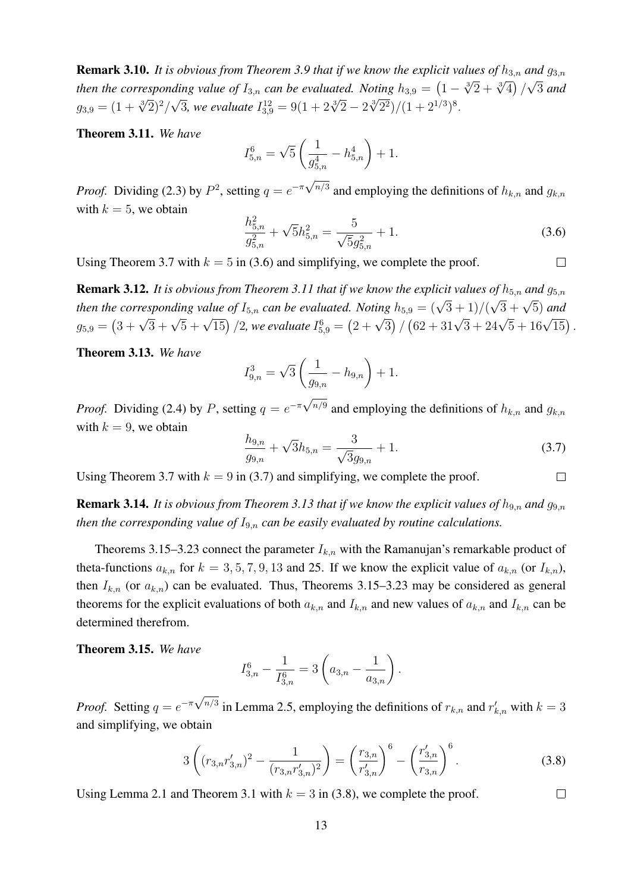**Remark 3.10.** *It is obvious from Theorem 3.9 that if we know the explicit values of $h_{3,n}$ and $g_{3,n}$ then the corresponding value of $I_{3,n}$ can be evaluated. Noting $h_{3,9} = \left(1 - \sqrt[3]{2} + \sqrt[3]{4}\right)/\sqrt{3}$ and $g_{3,9} = (1 + \sqrt[3]{2})^2/\sqrt{3}$, we evaluate $I_{3,9}^{12} = 9(1 + 2\sqrt[3]{2} - 2\sqrt[3]{2^2})/(1 + 2^{1/3})^8$.*

**Theorem 3.11.** *We have*

$$I_{5,n}^6 = \sqrt{5}\left(\frac{1}{g_{5,n}^4} - h_{5,n}^4\right) + 1.$$

*Proof.* Dividing (2.3) by $P^2$, setting $q = e^{-\pi\sqrt{n/3}}$ and employing the definitions of $h_{k,n}$ and $g_{k,n}$ with $k = 5$, we obtain

$$\frac{h_{5,n}^2}{g_{5,n}^2} + \sqrt{5}h_{5,n}^2 = \frac{5}{\sqrt{5}g_{5,n}^2} + 1. \tag{3.6}$$

Using Theorem 3.7 with $k = 5$ in (3.6) and simplifying, we complete the proof. $\square$

**Remark 3.12.** *It is obvious from Theorem 3.11 that if we know the explicit values of $h_{5,n}$ and $g_{5,n}$ then the corresponding value of $I_{5,n}$ can be evaluated. Noting $h_{5,9} = (\sqrt{3}+1)/(\sqrt{3}+\sqrt{5})$ and $g_{5,9} = \left(3 + \sqrt{3} + \sqrt{5} + \sqrt{15}\right)/2$, we evaluate $I_{5,9}^6 = \left(2 + \sqrt{3}\right)/\left(62 + 31\sqrt{3} + 24\sqrt{5} + 16\sqrt{15}\right)$.*

**Theorem 3.13.** *We have*

$$I_{9,n}^3 = \sqrt{3}\left(\frac{1}{g_{9,n}} - h_{9,n}\right) + 1.$$

*Proof.* Dividing (2.4) by $P$, setting $q = e^{-\pi\sqrt{n/9}}$ and employing the definitions of $h_{k,n}$ and $g_{k,n}$ with $k = 9$, we obtain

$$\frac{h_{9,n}}{g_{9,n}} + \sqrt{3}h_{5,n} = \frac{3}{\sqrt{3}g_{9,n}} + 1. \tag{3.7}$$

Using Theorem 3.7 with $k = 9$ in (3.7) and simplifying, we complete the proof. $\square$

**Remark 3.14.** *It is obvious from Theorem 3.13 that if we know the explicit values of $h_{9,n}$ and $g_{9,n}$ then the corresponding value of $I_{9,n}$ can be easily evaluated by routine calculations.*

Theorems 3.15–3.23 connect the parameter $I_{k,n}$ with the Ramanujan's remarkable product of theta-functions $a_{k,n}$ for $k = 3, 5, 7, 9, 13$ and 25. If we know the explicit value of $a_{k,n}$ (or $I_{k,n}$), then $I_{k,n}$ (or $a_{k,n}$) can be evaluated. Thus, Theorems 3.15–3.23 may be considered as general theorems for the explicit evaluations of both $a_{k,n}$ and $I_{k,n}$ and new values of $a_{k,n}$ and $I_{k,n}$ can be determined therefrom.

**Theorem 3.15.** *We have*

$$I_{3,n}^6 - \frac{1}{I_{3,n}^6} = 3\left(a_{3,n} - \frac{1}{a_{3,n}}\right).$$

*Proof.* Setting $q = e^{-\pi\sqrt{n/3}}$ in Lemma 2.5, employing the definitions of $r_{k,n}$ and $r'_{k,n}$ with $k = 3$ and simplifying, we obtain

$$3\left((r_{3,n}r'_{3,n})^2 - \frac{1}{(r_{3,n}r'_{3,n})^2}\right) = \left(\frac{r_{3,n}}{r'_{3,n}}\right)^6 - \left(\frac{r'_{3,n}}{r_{3,n}}\right)^6. \tag{3.8}$$

Using Lemma 2.1 and Theorem 3.1 with $k = 3$ in (3.8), we complete the proof. $\square$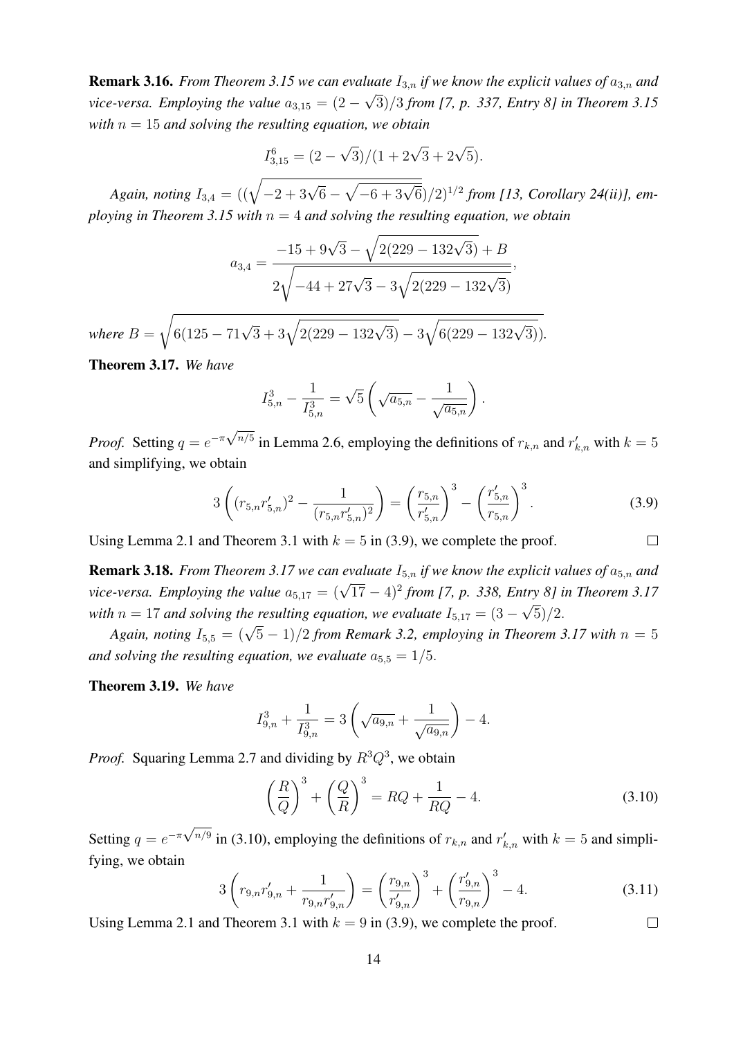**Remark 3.16.** *From Theorem 3.15 we can evaluate $I_{3,n}$ if we know the explicit values of $a_{3,n}$ and vice-versa. Employing the value $a_{3,15} = (2-\sqrt{3})/3$ from [7, p. 337, Entry 8] in Theorem 3.15 with $n = 15$ and solving the resulting equation, we obtain*

$$I_{3,15}^6 = (2-\sqrt{3})/(1+2\sqrt{3}+2\sqrt{5}).$$

*Again, noting $I_{3,4} = ((\sqrt{-2+3\sqrt{6}} - \sqrt{-6+3\sqrt{6}})/2)^{1/2}$ from [13, Corollary 24(ii)], employing in Theorem 3.15 with $n = 4$ and solving the resulting equation, we obtain*

$$a_{3,4} = \frac{-15+9\sqrt{3} - \sqrt{2(229-132\sqrt{3})} + B}{2\sqrt{-44+27\sqrt{3} - 3\sqrt{2(229-132\sqrt{3})}}},$$

*where* $B = \sqrt{6(125-71\sqrt{3}+3\sqrt{2(229-132\sqrt{3})} - 3\sqrt{6(229-132\sqrt{3})})}.$

**Theorem 3.17.** *We have*

$$I_{5,n}^3 - \frac{1}{I_{5,n}^3} = \sqrt{5}\left(\sqrt{a_{5,n}} - \frac{1}{\sqrt{a_{5,n}}}\right).$$

*Proof.* Setting $q = e^{-\pi\sqrt{n/5}}$ in Lemma 2.6, employing the definitions of $r_{k,n}$ and $r'_{k,n}$ with $k = 5$ and simplifying, we obtain

$$3\left((r_{5,n}r'_{5,n})^2 - \frac{1}{(r_{5,n}r'_{5,n})^2}\right) = \left(\frac{r_{5,n}}{r'_{5,n}}\right)^3 - \left(\frac{r'_{5,n}}{r_{5,n}}\right)^3. \tag{3.9}$$

Using Lemma 2.1 and Theorem 3.1 with $k = 5$ in (3.9), we complete the proof. ∎

**Remark 3.18.** *From Theorem 3.17 we can evaluate $I_{5,n}$ if we know the explicit values of $a_{5,n}$ and vice-versa. Employing the value $a_{5,17} = (\sqrt{17}-4)^2$ from [7, p. 338, Entry 8] in Theorem 3.17 with $n = 17$ and solving the resulting equation, we evaluate $I_{5,17} = (3-\sqrt{5})/2$.*

*Again, noting $I_{5,5} = (\sqrt{5}-1)/2$ from Remark 3.2, employing in Theorem 3.17 with $n = 5$ and solving the resulting equation, we evaluate $a_{5,5} = 1/5$.*

**Theorem 3.19.** *We have*

$$I_{9,n}^3 + \frac{1}{I_{9,n}^3} = 3\left(\sqrt{a_{9,n}} + \frac{1}{\sqrt{a_{9,n}}}\right) - 4.$$

*Proof.* Squaring Lemma 2.7 and dividing by $R^3Q^3$, we obtain

$$\left(\frac{R}{Q}\right)^3 + \left(\frac{Q}{R}\right)^3 = RQ + \frac{1}{RQ} - 4. \tag{3.10}$$

Setting $q = e^{-\pi\sqrt{n/9}}$ in (3.10), employing the definitions of $r_{k,n}$ and $r'_{k,n}$ with $k = 5$ and simplifying, we obtain

$$3\left(r_{9,n}r'_{9,n} + \frac{1}{r_{9,n}r'_{9,n}}\right) = \left(\frac{r_{9,n}}{r'_{9,n}}\right)^3 + \left(\frac{r'_{9,n}}{r_{9,n}}\right)^3 - 4. \tag{3.11}$$

Using Lemma 2.1 and Theorem 3.1 with $k = 9$ in (3.9), we complete the proof. ∎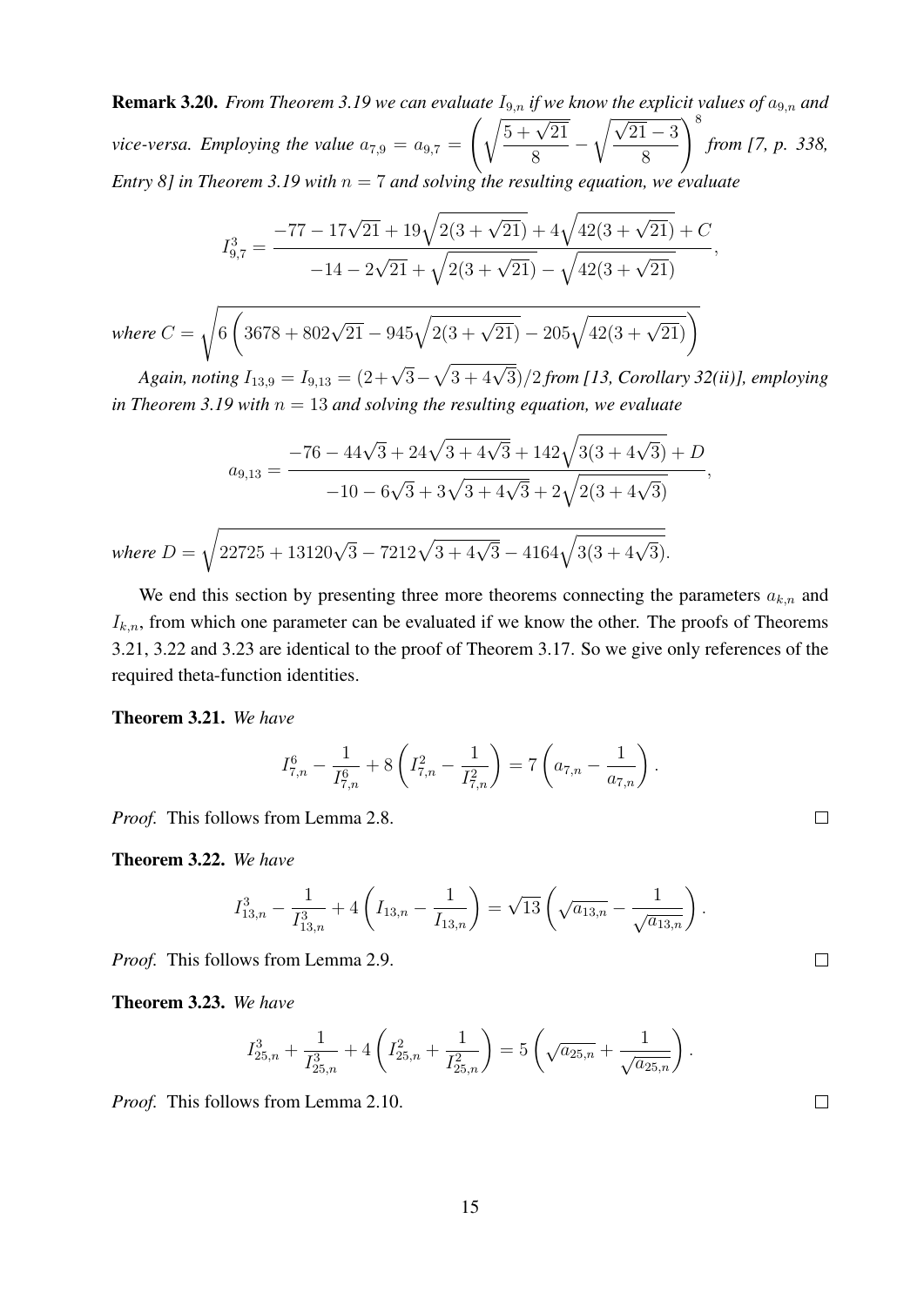**Remark 3.20.** *From Theorem 3.19 we can evaluate $I_{9,n}$ if we know the explicit values of $a_{9,n}$ and vice-versa. Employing the value $a_{7,9} = a_{9,7} = \left(\sqrt{\frac{5+\sqrt{21}}{8}} - \sqrt{\frac{\sqrt{21}-3}{8}}\right)^8$ from [7, p. 338, Entry 8] in Theorem 3.19 with $n = 7$ and solving the resulting equation, we evaluate*

$$I_{9,7}^3 = \frac{-77 - 17\sqrt{21} + 19\sqrt{2(3+\sqrt{21})} + 4\sqrt{42(3+\sqrt{21})} + C}{-14 - 2\sqrt{21} + \sqrt{2(3+\sqrt{21})} - \sqrt{42(3+\sqrt{21})}},$$

*where* $C = \sqrt{6\left(3678 + 802\sqrt{21} - 945\sqrt{2(3+\sqrt{21})} - 205\sqrt{42(3+\sqrt{21})}\right)}$

*Again, noting $I_{13,9} = I_{9,13} = (2+\sqrt{3}-\sqrt{3+4\sqrt{3}})/2$ from [13, Corollary 32(ii)], employing in Theorem 3.19 with $n = 13$ and solving the resulting equation, we evaluate*

$$a_{9,13} = \frac{-76 - 44\sqrt{3} + 24\sqrt{3+4\sqrt{3}} + 142\sqrt{3(3+4\sqrt{3})} + D}{-10 - 6\sqrt{3} + 3\sqrt{3+4\sqrt{3}} + 2\sqrt{2(3+4\sqrt{3})}},$$

*where* $D = \sqrt{22725 + 13120\sqrt{3} - 7212\sqrt{3+4\sqrt{3}} - 4164\sqrt{3(3+4\sqrt{3})}}.$

We end this section by presenting three more theorems connecting the parameters $a_{k,n}$ and $I_{k,n}$, from which one parameter can be evaluated if we know the other. The proofs of Theorems 3.21, 3.22 and 3.23 are identical to the proof of Theorem 3.17. So we give only references of the required theta-function identities.

**Theorem 3.21.** *We have*

$$I_{7,n}^6 - \frac{1}{I_{7,n}^6} + 8\left(I_{7,n}^2 - \frac{1}{I_{7,n}^2}\right) = 7\left(a_{7,n} - \frac{1}{a_{7,n}}\right).$$

*Proof.* This follows from Lemma 2.8. □

**Theorem 3.22.** *We have*

$$I_{13,n}^3 - \frac{1}{I_{13,n}^3} + 4\left(I_{13,n} - \frac{1}{I_{13,n}}\right) = \sqrt{13}\left(\sqrt{a_{13,n}} - \frac{1}{\sqrt{a_{13,n}}}\right).$$

*Proof.* This follows from Lemma 2.9. □

**Theorem 3.23.** *We have*

$$I_{25,n}^3 + \frac{1}{I_{25,n}^3} + 4\left(I_{25,n}^2 + \frac{1}{I_{25,n}^2}\right) = 5\left(\sqrt{a_{25,n}} + \frac{1}{\sqrt{a_{25,n}}}\right).$$

*Proof.* This follows from Lemma 2.10. □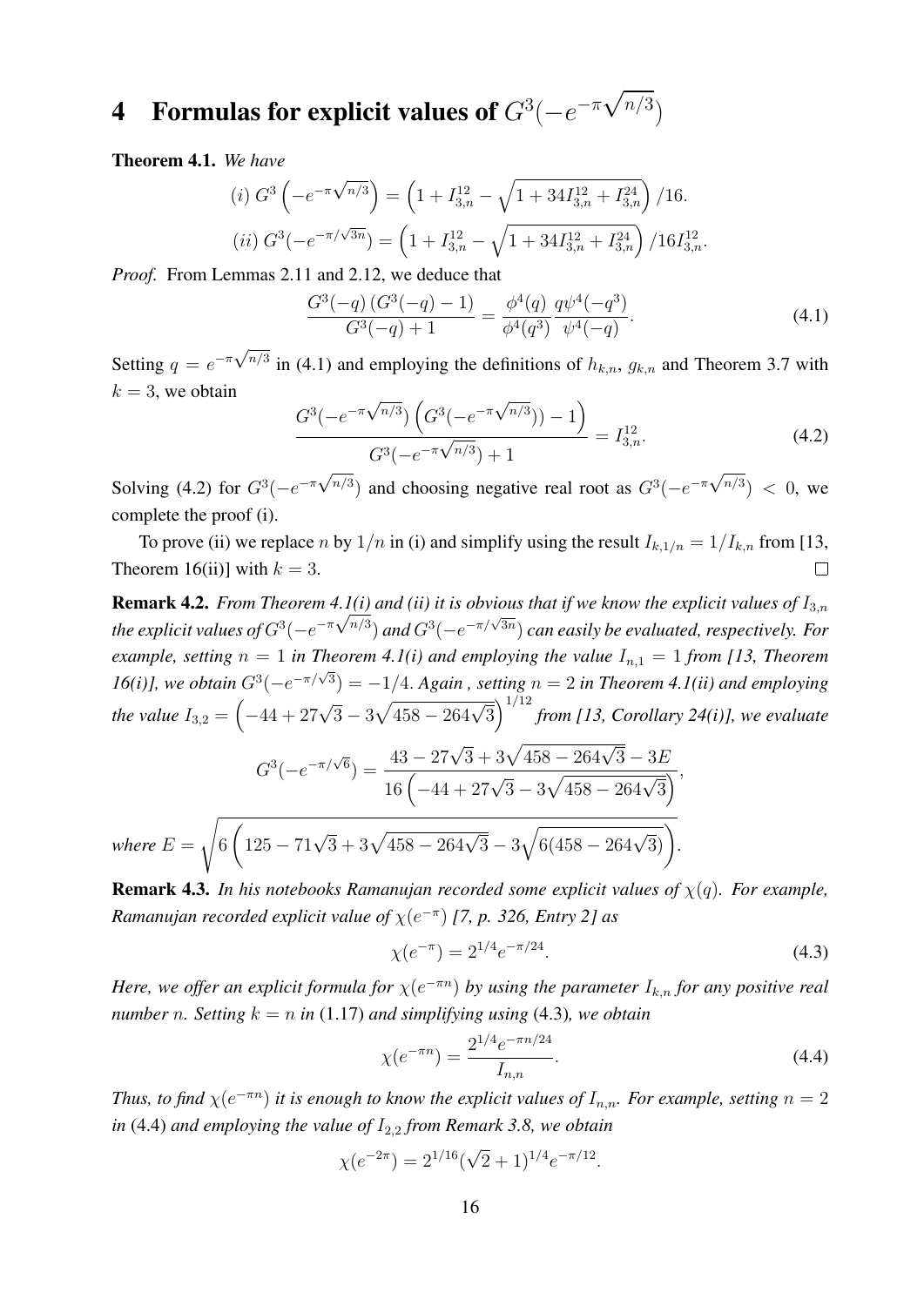# 4 Formulas for explicit values of $G^3(-e^{-\pi\sqrt{n/3}})$

**Theorem 4.1.** *We have*

$$(i)\ G^3\left(-e^{-\pi\sqrt{n/3}}\right) = \left(1 + I_{3,n}^{12} - \sqrt{1 + 34I_{3,n}^{12} + I_{3,n}^{24}}\right)/16.$$

$$(ii)\ G^3(-e^{-\pi/\sqrt{3n}}) = \left(1 + I_{3,n}^{12} - \sqrt{1 + 34I_{3,n}^{12} + I_{3,n}^{24}}\right)/16I_{3,n}^{12}.$$

*Proof.* From Lemmas 2.11 and 2.12, we deduce that

$$\frac{G^3(-q)\,(G^3(-q) - 1)}{G^3(-q) + 1} = \frac{\phi^4(q)}{\phi^4(q^3)}\frac{q\psi^4(-q^3)}{\psi^4(-q)}. \tag{4.1}$$

Setting $q = e^{-\pi\sqrt{n/3}}$ in (4.1) and employing the definitions of $h_{k,n}$, $g_{k,n}$ and Theorem 3.7 with $k = 3$, we obtain

$$\frac{G^3(-e^{-\pi\sqrt{n/3}})\left(G^3(-e^{-\pi\sqrt{n/3}})) - 1\right)}{G^3(-e^{-\pi\sqrt{n/3}}) + 1} = I_{3,n}^{12}. \tag{4.2}$$

Solving (4.2) for $G^3(-e^{-\pi\sqrt{n/3}})$ and choosing negative real root as $G^3(-e^{-\pi\sqrt{n/3}}) < 0$, we complete the proof (i).

To prove (ii) we replace $n$ by $1/n$ in (i) and simplify using the result $I_{k,1/n} = 1/I_{k,n}$ from [13, Theorem 16(ii)] with $k = 3$. ∎

**Remark 4.2.** *From Theorem 4.1(i) and (ii) it is obvious that if we know the explicit values of $I_{3,n}$ the explicit values of $G^3(-e^{-\pi\sqrt{n/3}})$ and $G^3(-e^{-\pi/\sqrt{3n}})$ can easily be evaluated, respectively. For example, setting $n = 1$ in Theorem 4.1(i) and employing the value $I_{n,1} = 1$ from [13, Theorem 16(i)], we obtain $G^3(-e^{-\pi/\sqrt{3}}) = -1/4$. Again , setting $n = 2$ in Theorem 4.1(ii) and employing the value $I_{3,2} = \left(-44 + 27\sqrt{3} - 3\sqrt{458 - 264\sqrt{3}}\right)^{1/12}$ from [13, Corollary 24(i)], we evaluate*

$$G^3(-e^{-\pi/\sqrt{6}}) = \frac{43 - 27\sqrt{3} + 3\sqrt{458 - 264\sqrt{3}} - 3E}{16\left(-44 + 27\sqrt{3} - 3\sqrt{458 - 264\sqrt{3}}\right)},$$

*where* $E = \sqrt{6\left(125 - 71\sqrt{3} + 3\sqrt{458 - 264\sqrt{3}} - 3\sqrt{6(458 - 264\sqrt{3})}\right)}.$

**Remark 4.3.** *In his notebooks Ramanujan recorded some explicit values of $\chi(q)$. For example, Ramanujan recorded explicit value of $\chi(e^{-\pi})$ [7, p. 326, Entry 2] as*

$$\chi(e^{-\pi}) = 2^{1/4}e^{-\pi/24}. \tag{4.3}$$

*Here, we offer an explicit formula for $\chi(e^{-\pi n})$ by using the parameter $I_{k,n}$ for any positive real number $n$. Setting $k = n$ in* (1.17) *and simplifying using* (4.3)*, we obtain*

$$\chi(e^{-\pi n}) = \frac{2^{1/4}e^{-\pi n/24}}{I_{n,n}}. \tag{4.4}$$

*Thus, to find $\chi(e^{-\pi n})$ it is enough to know the explicit values of $I_{n,n}$. For example, setting $n = 2$ in* (4.4) *and employing the value of $I_{2,2}$ from Remark 3.8, we obtain*

$$\chi(e^{-2\pi}) = 2^{1/16}(\sqrt{2} + 1)^{1/4}e^{-\pi/12}.$$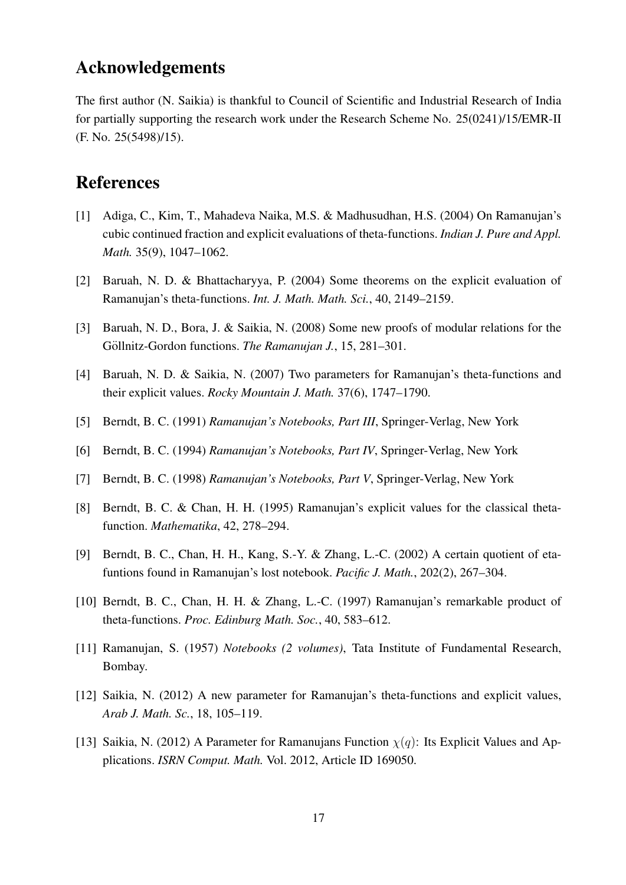## Acknowledgements

The first author (N. Saikia) is thankful to Council of Scientific and Industrial Research of India for partially supporting the research work under the Research Scheme No. 25(0241)/15/EMR-II (F. No. 25(5498)/15).

## References

[1] Adiga, C., Kim, T., Mahadeva Naika, M.S. & Madhusudhan, H.S. (2004) On Ramanujan's cubic continued fraction and explicit evaluations of theta-functions. *Indian J. Pure and Appl. Math.* 35(9), 1047–1062.

[2] Baruah, N. D. & Bhattacharyya, P. (2004) Some theorems on the explicit evaluation of Ramanujan's theta-functions. *Int. J. Math. Math. Sci.*, 40, 2149–2159.

[3] Baruah, N. D., Bora, J. & Saikia, N. (2008) Some new proofs of modular relations for the Göllnitz-Gordon functions. *The Ramanujan J.*, 15, 281–301.

[4] Baruah, N. D. & Saikia, N. (2007) Two parameters for Ramanujan's theta-functions and their explicit values. *Rocky Mountain J. Math.* 37(6), 1747–1790.

[5] Berndt, B. C. (1991) *Ramanujan's Notebooks, Part III*, Springer-Verlag, New York

[6] Berndt, B. C. (1994) *Ramanujan's Notebooks, Part IV*, Springer-Verlag, New York

[7] Berndt, B. C. (1998) *Ramanujan's Notebooks, Part V*, Springer-Verlag, New York

[8] Berndt, B. C. & Chan, H. H. (1995) Ramanujan's explicit values for the classical theta-function. *Mathematika*, 42, 278–294.

[9] Berndt, B. C., Chan, H. H., Kang, S.-Y. & Zhang, L.-C. (2002) A certain quotient of eta-funtions found in Ramanujan's lost notebook. *Pacific J. Math.*, 202(2), 267–304.

[10] Berndt, B. C., Chan, H. H. & Zhang, L.-C. (1997) Ramanujan's remarkable product of theta-functions. *Proc. Edinburg Math. Soc.*, 40, 583–612.

[11] Ramanujan, S. (1957) *Notebooks (2 volumes)*, Tata Institute of Fundamental Research, Bombay.

[12] Saikia, N. (2012) A new parameter for Ramanujan's theta-functions and explicit values, *Arab J. Math. Sc.*, 18, 105–119.

[13] Saikia, N. (2012) A Parameter for Ramanujans Function $\chi(q)$: Its Explicit Values and Applications. *ISRN Comput. Math.* Vol. 2012, Article ID 169050.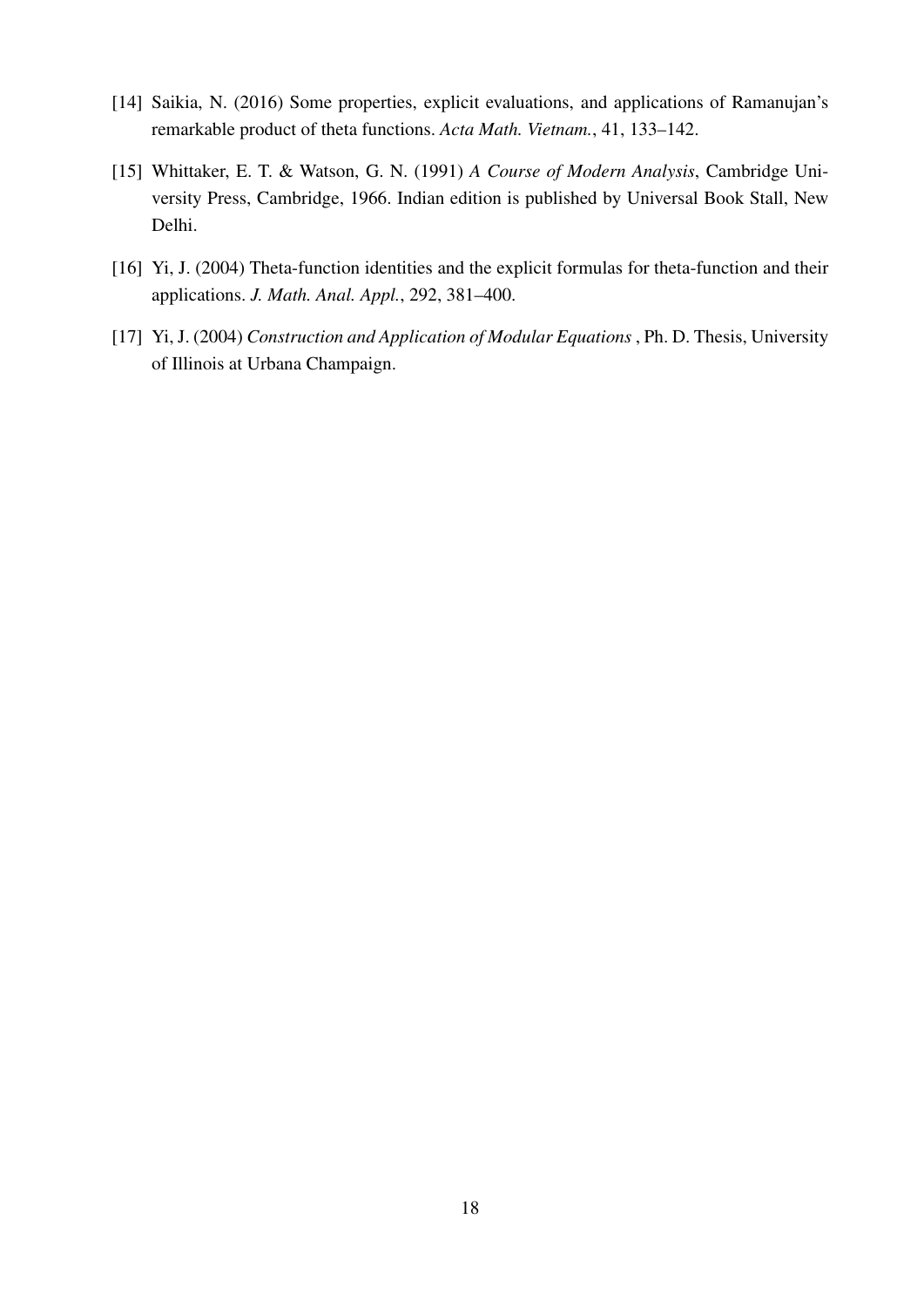[14] Saikia, N. (2016) Some properties, explicit evaluations, and applications of Ramanujan's remarkable product of theta functions. *Acta Math. Vietnam.*, 41, 133–142.

[15] Whittaker, E. T. & Watson, G. N. (1991) *A Course of Modern Analysis*, Cambridge University Press, Cambridge, 1966. Indian edition is published by Universal Book Stall, New Delhi.

[16] Yi, J. (2004) Theta-function identities and the explicit formulas for theta-function and their applications. *J. Math. Anal. Appl.*, 292, 381–400.

[17] Yi, J. (2004) *Construction and Application of Modular Equations* , Ph. D. Thesis, University of Illinois at Urbana Champaign.